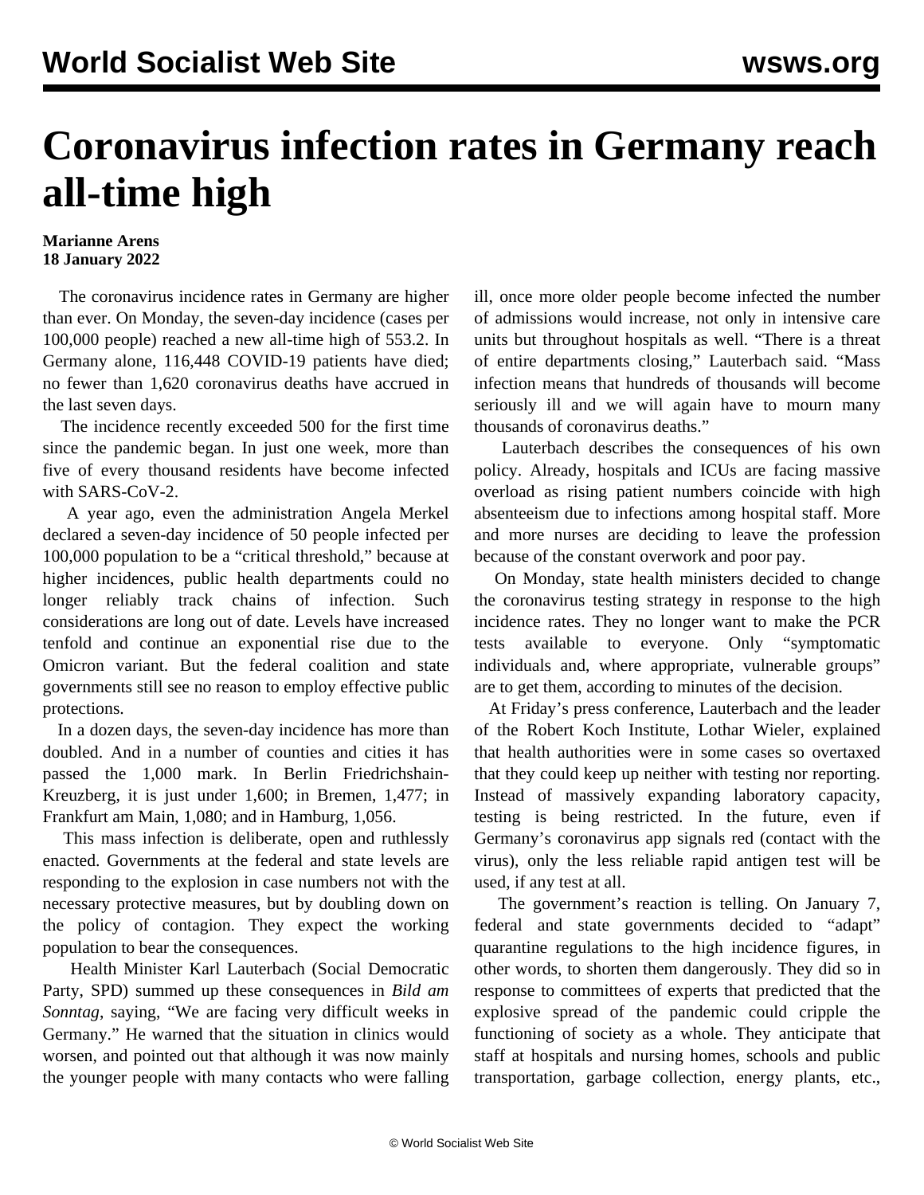# Coronavirus infection rates in Germany reach all-time high

**Marianne Arens**
**18 January 2022**

The coronavirus incidence rates in Germany are higher than ever. On Monday, the seven-day incidence (cases per 100,000 people) reached a new all-time high of 553.2. In Germany alone, 116,448 COVID-19 patients have died; no fewer than 1,620 coronavirus deaths have accrued in the last seven days.

The incidence recently exceeded 500 for the first time since the pandemic began. In just one week, more than five of every thousand residents have become infected with SARS-CoV-2.

A year ago, even the administration Angela Merkel declared a seven-day incidence of 50 people infected per 100,000 population to be a "critical threshold," because at higher incidences, public health departments could no longer reliably track chains of infection. Such considerations are long out of date. Levels have increased tenfold and continue an exponential rise due to the Omicron variant. But the federal coalition and state governments still see no reason to employ effective public protections.

In a dozen days, the seven-day incidence has more than doubled. And in a number of counties and cities it has passed the 1,000 mark. In Berlin Friedrichshain-Kreuzberg, it is just under 1,600; in Bremen, 1,477; in Frankfurt am Main, 1,080; and in Hamburg, 1,056.

This mass infection is deliberate, open and ruthlessly enacted. Governments at the federal and state levels are responding to the explosion in case numbers not with the necessary protective measures, but by doubling down on the policy of contagion. They expect the working population to bear the consequences.

Health Minister Karl Lauterbach (Social Democratic Party, SPD) summed up these consequences in *Bild am Sonntag*, saying, "We are facing very difficult weeks in Germany." He warned that the situation in clinics would worsen, and pointed out that although it was now mainly the younger people with many contacts who were falling ill, once more older people become infected the number of admissions would increase, not only in intensive care units but throughout hospitals as well. "There is a threat of entire departments closing," Lauterbach said. "Mass infection means that hundreds of thousands will become seriously ill and we will again have to mourn many thousands of coronavirus deaths."

Lauterbach describes the consequences of his own policy. Already, hospitals and ICUs are facing massive overload as rising patient numbers coincide with high absenteeism due to infections among hospital staff. More and more nurses are deciding to leave the profession because of the constant overwork and poor pay.

On Monday, state health ministers decided to change the coronavirus testing strategy in response to the high incidence rates. They no longer want to make the PCR tests available to everyone. Only "symptomatic individuals and, where appropriate, vulnerable groups" are to get them, according to minutes of the decision.

At Friday's press conference, Lauterbach and the leader of the Robert Koch Institute, Lothar Wieler, explained that health authorities were in some cases so overtaxed that they could keep up neither with testing nor reporting. Instead of massively expanding laboratory capacity, testing is being restricted. In the future, even if Germany's coronavirus app signals red (contact with the virus), only the less reliable rapid antigen test will be used, if any test at all.

The government's reaction is telling. On January 7, federal and state governments decided to "adapt" quarantine regulations to the high incidence figures, in other words, to shorten them dangerously. They did so in response to committees of experts that predicted that the explosive spread of the pandemic could cripple the functioning of society as a whole. They anticipate that staff at hospitals and nursing homes, schools and public transportation, garbage collection, energy plants, etc.,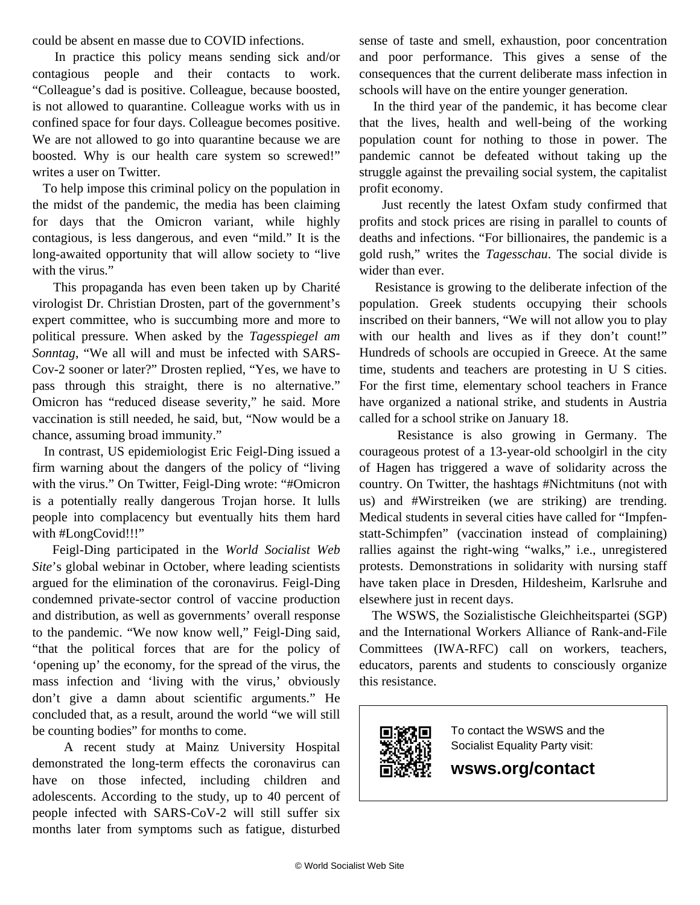could be absent en masse due to COVID infections.

In practice this policy means sending sick and/or contagious people and their contacts to work. "Colleague's dad is positive. Colleague, because boosted, is not allowed to quarantine. Colleague works with us in confined space for four days. Colleague becomes positive. We are not allowed to go into quarantine because we are boosted. Why is our health care system so screwed!" writes a user on Twitter.

To help impose this criminal policy on the population in the midst of the pandemic, the media has been claiming for days that the Omicron variant, while highly contagious, is less dangerous, and even "mild." It is the long-awaited opportunity that will allow society to "live with the virus."

This propaganda has even been taken up by Charité virologist Dr. Christian Drosten, part of the government's expert committee, who is succumbing more and more to political pressure. When asked by the *Tagesspiegel am Sonntag*, "We all will and must be infected with SARS-Cov-2 sooner or later?" Drosten replied, "Yes, we have to pass through this straight, there is no alternative." Omicron has "reduced disease severity," he said. More vaccination is still needed, he said, but, "Now would be a chance, assuming broad immunity."

In contrast, US epidemiologist Eric Feigl-Ding issued a firm warning about the dangers of the policy of "living with the virus." On Twitter, Feigl-Ding wrote: "#Omicron is a potentially really dangerous Trojan horse. It lulls people into complacency but eventually hits them hard with #LongCovid!!!"

Feigl-Ding participated in the *World Socialist Web Site*'s global webinar in October, where leading scientists argued for the elimination of the coronavirus. Feigl-Ding condemned private-sector control of vaccine production and distribution, as well as governments' overall response to the pandemic. "We now know well," Feigl-Ding said, "that the political forces that are for the policy of 'opening up' the economy, for the spread of the virus, the mass infection and 'living with the virus,' obviously don't give a damn about scientific arguments." He concluded that, as a result, around the world "we will still be counting bodies" for months to come.

A recent study at Mainz University Hospital demonstrated the long-term effects the coronavirus can have on those infected, including children and adolescents. According to the study, up to 40 percent of people infected with SARS-CoV-2 will still suffer six months later from symptoms such as fatigue, disturbed sense of taste and smell, exhaustion, poor concentration and poor performance. This gives a sense of the consequences that the current deliberate mass infection in schools will have on the entire younger generation.

In the third year of the pandemic, it has become clear that the lives, health and well-being of the working population count for nothing to those in power. The pandemic cannot be defeated without taking up the struggle against the prevailing social system, the capitalist profit economy.

Just recently the latest Oxfam study confirmed that profits and stock prices are rising in parallel to counts of deaths and infections. "For billionaires, the pandemic is a gold rush," writes the *Tagesschau*. The social divide is wider than ever.

Resistance is growing to the deliberate infection of the population. Greek students occupying their schools inscribed on their banners, "We will not allow you to play with our health and lives as if they don't count!" Hundreds of schools are occupied in Greece. At the same time, students and teachers are protesting in U S cities. For the first time, elementary school teachers in France have organized a national strike, and students in Austria called for a school strike on January 18.

Resistance is also growing in Germany. The courageous protest of a 13-year-old schoolgirl in the city of Hagen has triggered a wave of solidarity across the country. On Twitter, the hashtags #Nichtmituns (not with us) and #Wirstreiken (we are striking) are trending. Medical students in several cities have called for "Impfen-statt-Schimpfen" (vaccination instead of complaining) rallies against the right-wing "walks," i.e., unregistered protests. Demonstrations in solidarity with nursing staff have taken place in Dresden, Hildesheim, Karlsruhe and elsewhere just in recent days.

The WSWS, the Sozialistische Gleichheitspartei (SGP) and the International Workers Alliance of Rank-and-File Committees (IWA-RFC) call on workers, teachers, educators, parents and students to consciously organize this resistance.

To contact the WSWS and the Socialist Equality Party visit:

**wsws.org/contact**